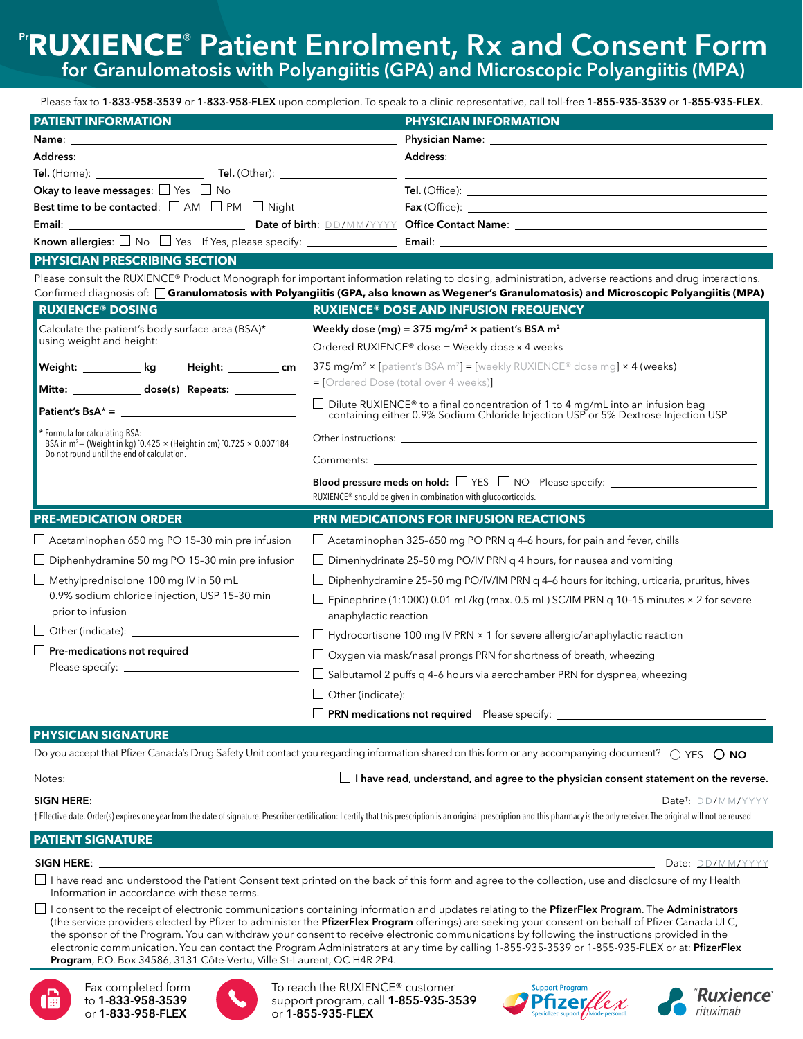# PrRUXIENCE® Patient Enrolment, Rx and Consent Form

## for Granulomatosis with Polyangiitis (GPA) and Microscopic Polyangiitis (MPA)

Please fax to **1-833-958-3539** or **1-833-958-FLEX** upon completion. To speak to a clinic representative, call toll-free **1-855-935-3539** or **1-855-935-FLEX**.

### PATIENT INFORMATION

**Name**: ____________________

**Address**: ____________________

**Tel.** (Home): ____________ **Tel.** (Other): ____________

**Okay to leave messages**: ☐ Yes ☐ No

**Best time to be contacted**: ☐ AM ☐ PM ☐ Night

**Email**: ____________ **Date of birth**: DD/MM/YYYY

**Known allergies**: ☐ No ☐ Yes If Yes, please specify: ____________

### PHYSICIAN INFORMATION

**Physician Name**: ____________________

**Address**: ____________________

**Tel.** (Office): ____________________

**Fax** (Office): ____________________

**Office Contact Name**: ____________________

**Email**: ____________________

### PHYSICIAN PRESCRIBING SECTION

Please consult the RUXIENCE® Product Monograph for important information relating to dosing, administration, adverse reactions and drug interactions.

Confirmed diagnosis of: ☐ **Granulomatosis with Polyangiitis (GPA, also known as Wegener's Granulomatosis) and Microscopic Polyangiitis (MPA)**

#### RUXIENCE® DOSING

Calculate the patient's body surface area (BSA)* using weight and height:

**Weight:** ________ **kg** **Height:** ________ **cm**

**Mitte:** ________ **dose(s) Repeats:** ________

**Patient's BsA* =** ____________

\* Formula for calculating BSA:
BSA in $m^2$ = (Weight in kg)^0.425 × (Height in cm)^0.725 × 0.007184
Do not round until the end of calculation.

#### RUXIENCE® DOSE AND INFUSION FREQUENCY

**Weekly dose (mg) = 375 mg/$m^2$ × patient's BSA $m^2$**

Ordered RUXIENCE® dose = Weekly dose x 4 weeks

375 mg/$m^2$ × [patient's BSA $m^2$] = [weekly RUXIENCE® dose mg] × 4 (weeks)
= [Ordered Dose (total over 4 weeks)]

☐ Dilute RUXIENCE® to a final concentration of 1 to 4 mg/mL into an infusion bag containing either 0.9% Sodium Chloride Injection USP or 5% Dextrose Injection USP

Other instructions: ____________________

Comments: ____________________

**Blood pressure meds on hold:** ☐ YES ☐ NO Please specify: ____________

RUXIENCE® should be given in combination with glucocorticoids.

#### PRE-MEDICATION ORDER

- ☐ Acetaminophen 650 mg PO 15–30 min pre infusion
- ☐ Diphenhydramine 50 mg PO 15–30 min pre infusion
- ☐ Methylprednisolone 100 mg IV in 50 mL 0.9% sodium chloride injection, USP 15–30 min prior to infusion
- ☐ Other (indicate): ____________
- ☐ **Pre-medications not required** Please specify: ____________

#### PRN MEDICATIONS FOR INFUSION REACTIONS

- ☐ Acetaminophen 325–650 mg PO PRN q 4–6 hours, for pain and fever, chills
- ☐ Dimenhydrinate 25–50 mg PO/IV PRN q 4 hours, for nausea and vomiting
- ☐ Diphenhydramine 25–50 mg PO/IV/IM PRN q 4–6 hours for itching, urticaria, pruritus, hives
- ☐ Epinephrine (1:1000) 0.01 mL/kg (max. 0.5 mL) SC/IM PRN q 10–15 minutes × 2 for severe anaphylactic reaction
- ☐ Hydrocortisone 100 mg IV PRN × 1 for severe allergic/anaphylactic reaction
- ☐ Oxygen via mask/nasal prongs PRN for shortness of breath, wheezing
- ☐ Salbutamol 2 puffs q 4–6 hours via aerochamber PRN for dyspnea, wheezing
- ☐ Other (indicate): ____________
- ☐ **PRN medications not required** Please specify: ____________

### PHYSICIAN SIGNATURE

Do you accept that Pfizer Canada's Drug Safety Unit contact you regarding information shared on this form or any accompanying document? ○ YES ○ **NO**

Notes: ____________ ☐ **I have read, understand, and agree to the physician consent statement on the reverse.**

**SIGN HERE**: ____________________ Date†: DD/MM/YYYY

† Effective date. Order(s) expires one year from the date of signature. Prescriber certification: I certify that this prescription is an original prescription and this pharmacy is the only receiver. The original will not be reused.

### PATIENT SIGNATURE

**SIGN HERE**: ____________________ Date: DD/MM/YYYY

☐ I have read and understood the Patient Consent text printed on the back of this form and agree to the collection, use and disclosure of my Health Information in accordance with these terms.

☐ I consent to the receipt of electronic communications containing information and updates relating to the **PfizerFlex Program**. The **Administrators** (the service providers elected by Pfizer to administer the **PfizerFlex Program** offerings) are seeking your consent on behalf of Pfizer Canada ULC, the sponsor of the Program. You can withdraw your consent to receive electronic communications by following the instructions provided in the electronic communication. You can contact the Program Administrators at any time by calling 1-855-935-3539 or 1-855-935-FLEX or at: **PfizerFlex Program**, P.O. Box 34586, 3131 Côte-Vertu, Ville St-Laurent, QC H4R 2P4.

Fax completed form to **1-833-958-3539** or **1-833-958-FLEX**

To reach the RUXIENCE® customer support program, call **1-855-935-3539** or **1-855-935-FLEX**

Support Program Pfizerflex — Specialized support / Made personal

PrRuxience® rituximab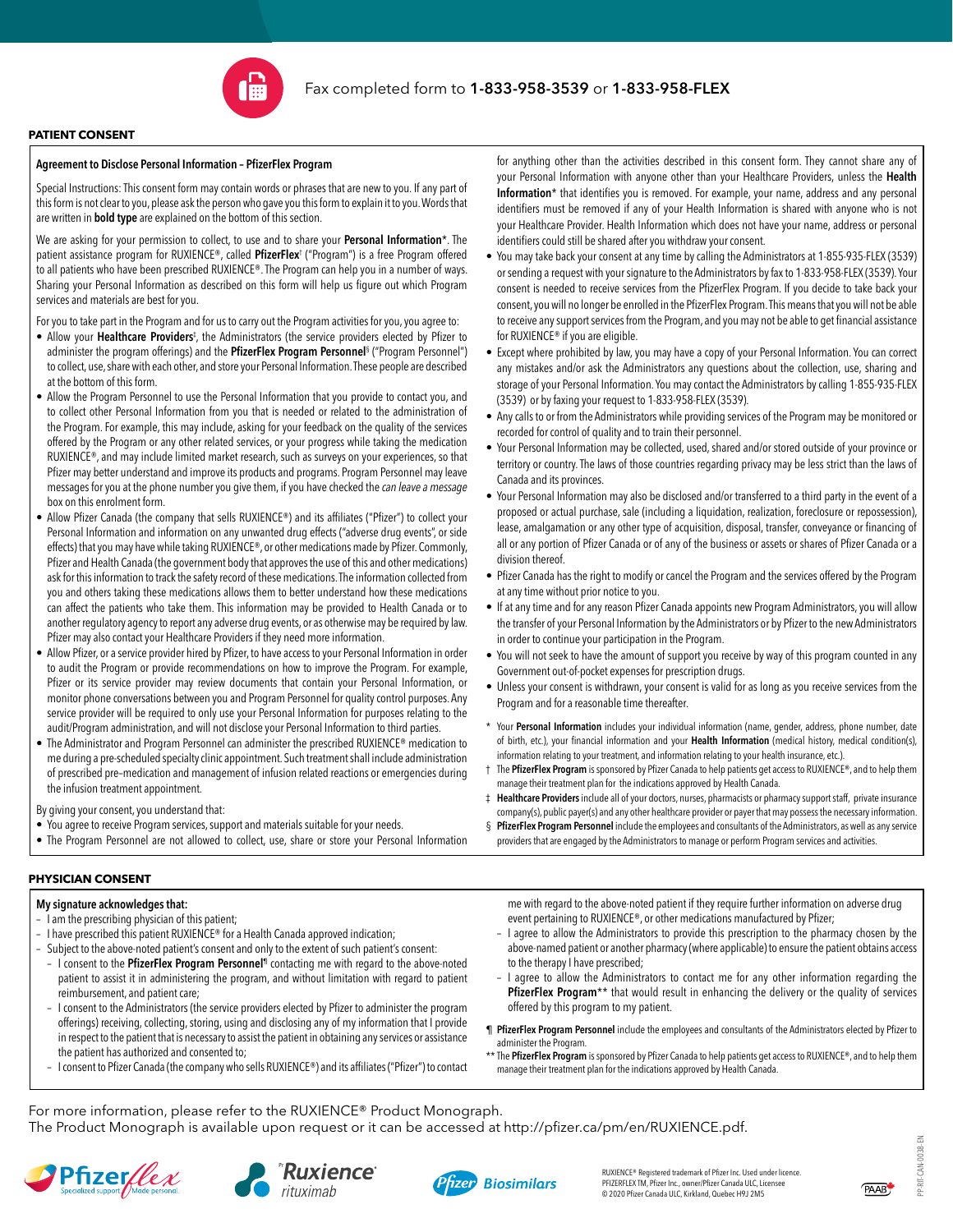Fax completed form to **1-833-958-3539** or **1-833-958-FLEX**

## PATIENT CONSENT

### Agreement to Disclose Personal Information – PfizerFlex Program

Special Instructions: This consent form may contain words or phrases that are new to you. If any part of this form is not clear to you, please ask the person who gave you this form to explain it to you. Words that are written in **bold type** are explained on the bottom of this section.

We are asking for your permission to collect, to use and to share your **Personal Information***. The patient assistance program for RUXIENCE®, called **PfizerFlex**† ("Program") is a free Program offered to all patients who have been prescribed RUXIENCE®. The Program can help you in a number of ways. Sharing your Personal Information as described on this form will help us figure out which Program services and materials are best for you.

For you to take part in the Program and for us to carry out the Program activities for you, you agree to:

- Allow your **Healthcare Providers**‡, the Administrators (the service providers elected by Pfizer to administer the program offerings) and the **PfizerFlex Program Personnel**§ ("Program Personnel") to collect, use, share with each other, and store your Personal Information. These people are described at the bottom of this form.
- Allow the Program Personnel to use the Personal Information that you provide to contact you, and to collect other Personal Information from you that is needed or related to the administration of the Program. For example, this may include, asking for your feedback on the quality of the services offered by the Program or any other related services, or your progress while taking the medication RUXIENCE®, and may include limited market research, such as surveys on your experiences, so that Pfizer may better understand and improve its products and programs. Program Personnel may leave messages for you at the phone number you give them, if you have checked the *can leave a message* box on this enrolment form.
- Allow Pfizer Canada (the company that sells RUXIENCE®) and its affiliates ("Pfizer") to collect your Personal Information and information on any unwanted drug effects ("adverse drug events", or side effects) that you may have while taking RUXIENCE®, or other medications made by Pfizer. Commonly, Pfizer and Health Canada (the government body that approves the use of this and other medications) ask for this information to track the safety record of these medications. The information collected from you and others taking these medications allows them to better understand how these medications can affect the patients who take them. This information may be provided to Health Canada or to another regulatory agency to report any adverse drug events, or as otherwise may be required by law. Pfizer may also contact your Healthcare Providers if they need more information.
- Allow Pfizer, or a service provider hired by Pfizer, to have access to your Personal Information in order to audit the Program or provide recommendations on how to improve the Program. For example, Pfizer or its service provider may review documents that contain your Personal Information, or monitor phone conversations between you and Program Personnel for quality control purposes. Any service provider will be required to only use your Personal Information for purposes relating to the audit/Program administration, and will not disclose your Personal Information to third parties.
- The Administrator and Program Personnel can administer the prescribed RUXIENCE® medication to me during a pre-scheduled specialty clinic appointment. Such treatment shall include administration of prescribed pre–medication and management of infusion related reactions or emergencies during the infusion treatment appointment.

By giving your consent, you understand that:

- You agree to receive Program services, support and materials suitable for your needs.
- The Program Personnel are not allowed to collect, use, share or store your Personal Information for anything other than the activities described in this consent form. They cannot share any of your Personal Information with anyone other than your Healthcare Providers, unless the **Health Information*** that identifies you is removed. For example, your name, address and any personal identifiers must be removed if any of your Health Information is shared with anyone who is not your Healthcare Provider. Health Information which does not have your name, address or personal identifiers could still be shared after you withdraw your consent.
- You may take back your consent at any time by calling the Administrators at 1-855-935-FLEX (3539) or sending a request with your signature to the Administrators by fax to 1-833-958-FLEX (3539). Your consent is needed to receive services from the PfizerFlex Program. If you decide to take back your consent, you will no longer be enrolled in the PfizerFlex Program. This means that you will not be able to receive any support services from the Program, and you may not be able to get financial assistance for RUXIENCE® if you are eligible.
- Except where prohibited by law, you may have a copy of your Personal Information. You can correct any mistakes and/or ask the Administrators any questions about the collection, use, sharing and storage of your Personal Information. You may contact the Administrators by calling 1-855-935-FLEX (3539) or by faxing your request to 1-833-958-FLEX (3539).
- Any calls to or from the Administrators while providing services of the Program may be monitored or recorded for control of quality and to train their personnel.
- Your Personal Information may be collected, used, shared and/or stored outside of your province or territory or country. The laws of those countries regarding privacy may be less strict than the laws of Canada and its provinces.
- Your Personal Information may also be disclosed and/or transferred to a third party in the event of a proposed or actual purchase, sale (including a liquidation, realization, foreclosure or repossession), lease, amalgamation or any other type of acquisition, disposal, transfer, conveyance or financing of all or any portion of Pfizer Canada or of any of the business or assets or shares of Pfizer Canada or a division thereof.
- Pfizer Canada has the right to modify or cancel the Program and the services offered by the Program at any time without prior notice to you.
- If at any time and for any reason Pfizer Canada appoints new Program Administrators, you will allow the transfer of your Personal Information by the Administrators or by Pfizer to the new Administrators in order to continue your participation in the Program.
- You will not seek to have the amount of support you receive by way of this program counted in any Government out-of-pocket expenses for prescription drugs.
- Unless your consent is withdrawn, your consent is valid for as long as you receive services from the Program and for a reasonable time thereafter.

\* Your **Personal Information** includes your individual information (name, gender, address, phone number, date of birth, etc.), your financial information and your **Health Information** (medical history, medical condition(s), information relating to your treatment, and information relating to your health insurance, etc.).

† The **PfizerFlex Program** is sponsored by Pfizer Canada to help patients get access to RUXIENCE®, and to help them manage their treatment plan for the indications approved by Health Canada.

‡ **Healthcare Providers** include all of your doctors, nurses, pharmacists or pharmacy support staff, private insurance company(s), public payer(s) and any other healthcare provider or payer that may possess the necessary information.

§ **PfizerFlex Program Personnel** include the employees and consultants of the Administrators, as well as any service providers that are engaged by the Administrators to manage or perform Program services and activities.

## PHYSICIAN CONSENT

**My signature acknowledges that:**

- I am the prescribing physician of this patient;
- I have prescribed this patient RUXIENCE® for a Health Canada approved indication;
- Subject to the above-noted patient's consent and only to the extent of such patient's consent:
  - I consent to the **PfizerFlex Program Personnel**¶ contacting me with regard to the above-noted patient to assist it in administering the program, and without limitation with regard to patient reimbursement, and patient care;
  - I consent to the Administrators (the service providers elected by Pfizer to administer the program offerings) receiving, collecting, storing, using and disclosing any of my information that I provide in respect to the patient that is necessary to assist the patient in obtaining any services or assistance the patient has authorized and consented to;
  - I consent to Pfizer Canada (the company who sells RUXIENCE®) and its affiliates ("Pfizer") to contact me with regard to the above-noted patient if they require further information on adverse drug event pertaining to RUXIENCE®, or other medications manufactured by Pfizer;
  - I agree to allow the Administrators to provide this prescription to the pharmacy chosen by the above-named patient or another pharmacy (where applicable) to ensure the patient obtains access to the therapy I have prescribed;
  - I agree to allow the Administrators to contact me for any other information regarding the **PfizerFlex Program**** that would result in enhancing the delivery or the quality of services offered by this program to my patient.

¶ **PfizerFlex Program Personnel** include the employees and consultants of the Administrators elected by Pfizer to administer the Program.

** The **PfizerFlex Program** is sponsored by Pfizer Canada to help patients get access to RUXIENCE®, and to help them manage their treatment plan for the indications approved by Health Canada.

For more information, please refer to the RUXIENCE® Product Monograph.
The Product Monograph is available upon request or it can be accessed at http://pfizer.ca/pm/en/RUXIENCE.pdf.

PfizerFlex Specialized support Made personal. Pr Ruxience rituximab Pfizer Biosimilars

RUXIENCE® Registered trademark of Pfizer Inc. Used under licence.
PFIZERFLEX TM, Pfizer Inc., owner/Pfizer Canada ULC, Licensee
© 2020 Pfizer Canada ULC, Kirkland, Quebec H9J 2M5

PAAB

PP-RIT-CAN-0038-EN